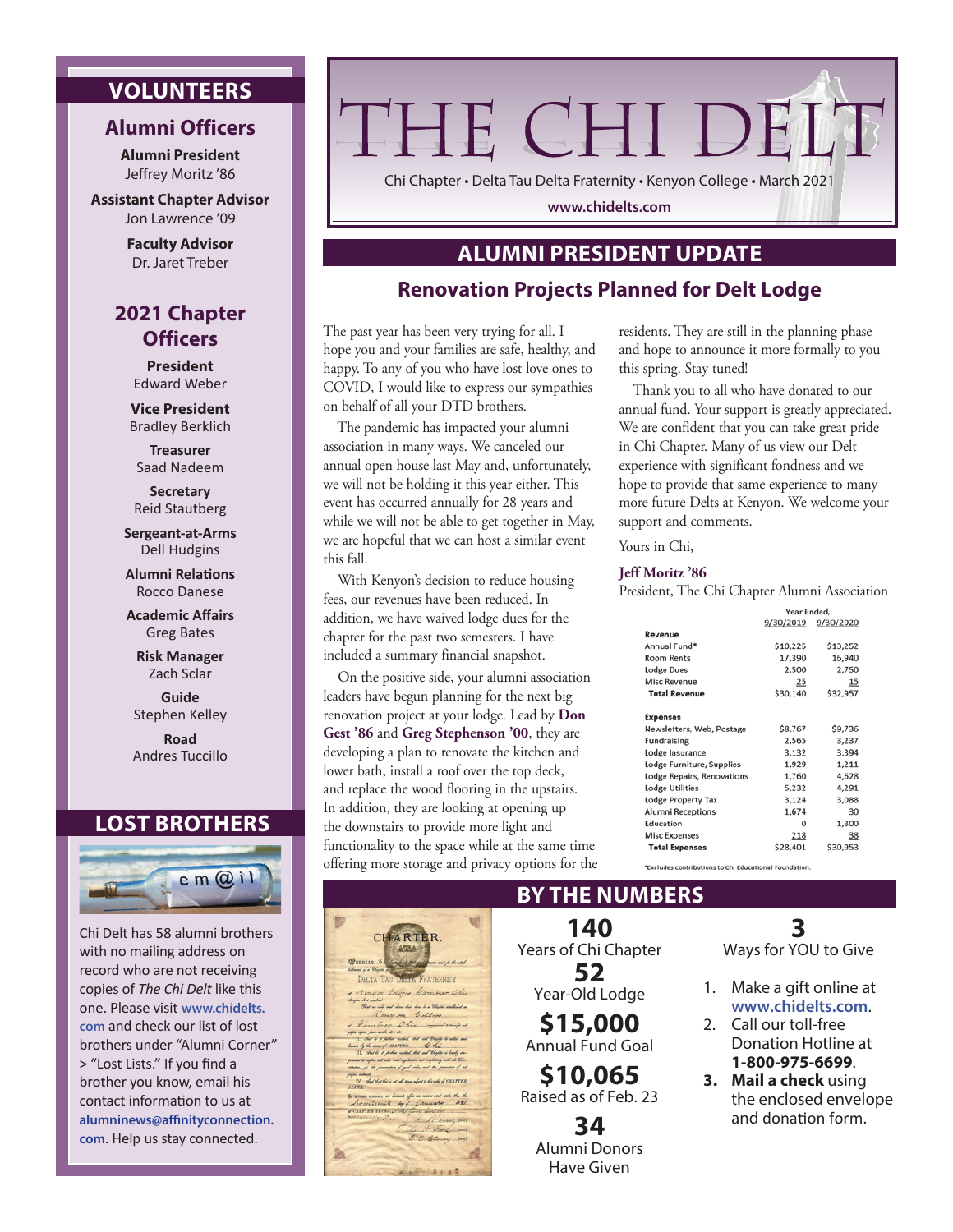# THE CHI DELT

Chi Chapter • Delta Tau Delta Fraternity • Kenyon College • March 2021

www.chidelts.com

## ALUMNI PRESIDENT UPDATE

### Renovation Projects Planned for Delt Lodge

The past year has been very trying for all. I hope you and your families are safe, healthy, and happy. To any of you who have lost love ones to COVID, I would like to express our sympathies on behalf of all your DTD brothers.

The pandemic has impacted your alumni association in many ways. We canceled our annual open house last May and, unfortunately, we will not be holding it this year either. This event has occurred annually for 28 years and while we will not be able to get together in May, we are hopeful that we can host a similar event this fall.

With Kenyon's decision to reduce housing fees, our revenues have been reduced. In addition, we have waived lodge dues for the chapter for the past two semesters. I have included a summary financial snapshot.

On the positive side, your alumni association leaders have begun planning for the next big renovation project at your lodge. Lead by **Don Gest '86** and **Greg Stephenson '00**, they are developing a plan to renovate the kitchen and lower bath, install a roof over the top deck, and replace the wood flooring in the upstairs. In addition, they are looking at opening up the downstairs to provide more light and functionality to the space while at the same time offering more storage and privacy options for the residents. They are still in the planning phase and hope to announce it more formally to you this spring. Stay tuned!

Thank you to all who have donated to our annual fund. Your support is greatly appreciated. We are confident that you can take great pride in Chi Chapter. Many of us view our Delt experience with significant fondness and we hope to provide that same experience to many more future Delts at Kenyon. We welcome your support and comments.

Yours in Chi,

**Jeff Moritz '86**
President, The Chi Chapter Alumni Association

| | Year Ended, | |
|---|---|---|
| | 9/30/2019 | 9/30/2020 |
| **Revenue** | | |
| Annual Fund* | $10,225 | $13,252 |
| Room Rents | 17,390 | 16,940 |
| Lodge Dues | 2,500 | 2,750 |
| Misc Revenue | 25 | 15 |
| **Total Revenue** | $30,140 | $32,957 |
| **Expenses** | | |
| Newsletters, Web, Postage | $8,767 | $9,736 |
| Fundraising | 2,565 | 3,237 |
| Lodge Insurance | 3,132 | 3,394 |
| Lodge Furniture, Supplies | 1,929 | 1,211 |
| Lodge Repairs, Renovations | 1,760 | 4,628 |
| Lodge Utilities | 5,232 | 4,291 |
| Lodge Property Tax | 3,124 | 3,088 |
| Alumni Receptions | 1,674 | 30 |
| Education | 0 | 1,300 |
| Misc Expenses | 218 | 38 |
| **Total Expenses** | $28,401 | $30,953 |

*Excludes contributions to Chi Educational Foundation.

## BY THE NUMBERS

**140**
Years of Chi Chapter

**52**
Year-Old Lodge

**$15,000**
Annual Fund Goal

**$10,065**
Raised as of Feb. 23

**34**
Alumni Donors Have Given

**3**
Ways for YOU to Give

1. Make a gift online at **www.chidelts.com**.
2. Call our toll-free Donation Hotline at **1-800-975-6699**.
3. **Mail a check** using the enclosed envelope and donation form.

## VOLUNTEERS

### Alumni Officers

**Alumni President**
Jeffrey Moritz '86

**Assistant Chapter Advisor**
Jon Lawrence '09

**Faculty Advisor**
Dr. Jaret Treber

### 2021 Chapter Officers

**President**
Edward Weber

**Vice President**
Bradley Berklich

**Treasurer**
Saad Nadeem

**Secretary**
Reid Stautberg

**Sergeant-at-Arms**
Dell Hudgins

**Alumni Relations**
Rocco Danese

**Academic Affairs**
Greg Bates

**Risk Manager**
Zach Sclar

**Guide**
Stephen Kelley

**Road**
Andres Tuccillo

## LOST BROTHERS

Chi Delt has 58 alumni brothers with no mailing address on record who are not receiving copies of *The Chi Delt* like this one. Please visit **www.chidelts.com** and check our list of lost brothers under "Alumni Corner" > "Lost Lists." If you find a brother you know, email his contact information to us at **alumninews@affinityconnection.com**. Help us stay connected.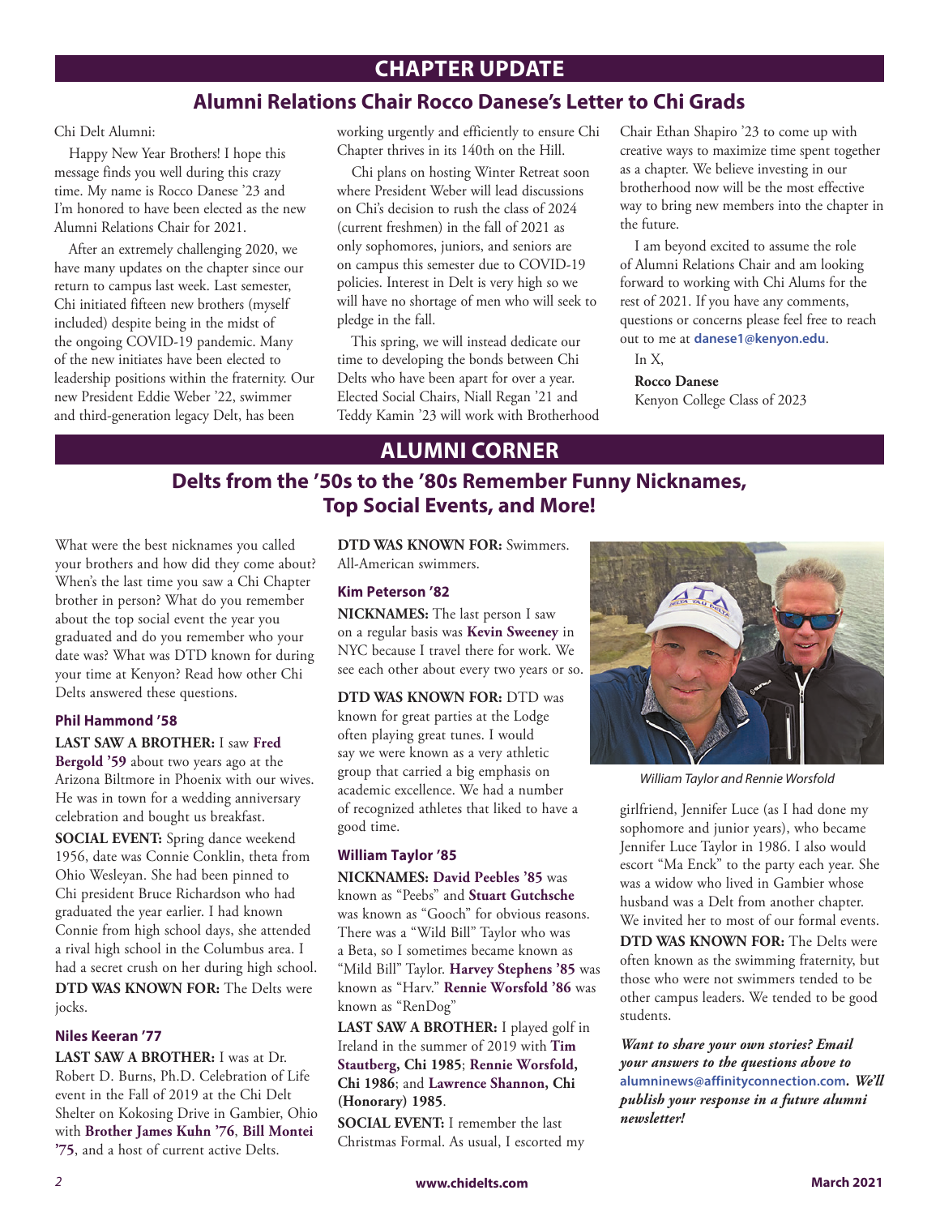# CHAPTER UPDATE

## Alumni Relations Chair Rocco Danese's Letter to Chi Grads

Chi Delt Alumni:

Happy New Year Brothers! I hope this message finds you well during this crazy time. My name is Rocco Danese '23 and I'm honored to have been elected as the new Alumni Relations Chair for 2021.

After an extremely challenging 2020, we have many updates on the chapter since our return to campus last week. Last semester, Chi initiated fifteen new brothers (myself included) despite being in the midst of the ongoing COVID-19 pandemic. Many of the new initiates have been elected to leadership positions within the fraternity. Our new President Eddie Weber '22, swimmer and third-generation legacy Delt, has been working urgently and efficiently to ensure Chi Chapter thrives in its 140th on the Hill.

Chi plans on hosting Winter Retreat soon where President Weber will lead discussions on Chi's decision to rush the class of 2024 (current freshmen) in the fall of 2021 as only sophomores, juniors, and seniors are on campus this semester due to COVID-19 policies. Interest in Delt is very high so we will have no shortage of men who will seek to pledge in the fall.

This spring, we will instead dedicate our time to developing the bonds between Chi Delts who have been apart for over a year. Elected Social Chairs, Niall Regan '21 and Teddy Kamin '23 will work with Brotherhood Chair Ethan Shapiro '23 to come up with creative ways to maximize time spent together as a chapter. We believe investing in our brotherhood now will be the most effective way to bring new members into the chapter in the future.

I am beyond excited to assume the role of Alumni Relations Chair and am looking forward to working with Chi Alums for the rest of 2021. If you have any comments, questions or concerns please feel free to reach out to me at **danese1@kenyon.edu**.

In X,

**Rocco Danese**
Kenyon College Class of 2023

# ALUMNI CORNER

## Delts from the '50s to the '80s Remember Funny Nicknames, Top Social Events, and More!

What were the best nicknames you called your brothers and how did they come about? When's the last time you saw a Chi Chapter brother in person? What do you remember about the top social event the year you graduated and do you remember who your date was? What was DTD known for during your time at Kenyon? Read how other Chi Delts answered these questions.

### Phil Hammond '58

**LAST SAW A BROTHER:** I saw **Fred Bergold '59** about two years ago at the Arizona Biltmore in Phoenix with our wives. He was in town for a wedding anniversary celebration and bought us breakfast.

**SOCIAL EVENT:** Spring dance weekend 1956, date was Connie Conklin, theta from Ohio Wesleyan. She had been pinned to Chi president Bruce Richardson who had graduated the year earlier. I had known Connie from high school days, she attended a rival high school in the Columbus area. I had a secret crush on her during high school.

**DTD WAS KNOWN FOR:** The Delts were jocks.

### Niles Keeran '77

**LAST SAW A BROTHER:** I was at Dr. Robert D. Burns, Ph.D. Celebration of Life event in the Fall of 2019 at the Chi Delt Shelter on Kokosing Drive in Gambier, Ohio with **Brother James Kuhn '76**, **Bill Montei '75**, and a host of current active Delts.

**DTD WAS KNOWN FOR:** Swimmers. All-American swimmers.

### Kim Peterson '82

**NICKNAMES:** The last person I saw on a regular basis was **Kevin Sweeney** in NYC because I travel there for work. We see each other about every two years or so.

**DTD WAS KNOWN FOR:** DTD was known for great parties at the Lodge often playing great tunes. I would say we were known as a very athletic group that carried a big emphasis on academic excellence. We had a number of recognized athletes that liked to have a good time.

### William Taylor '85

**NICKNAMES:** **David Peebles '85** was known as "Peebs" and **Stuart Gutchsche** was known as "Gooch" for obvious reasons. There was a "Wild Bill" Taylor who was a Beta, so I sometimes became known as "Mild Bill" Taylor. **Harvey Stephens '85** was known as "Harv." **Rennie Worsfold '86** was known as "RenDog"

**LAST SAW A BROTHER:** I played golf in Ireland in the summer of 2019 with **Tim Stautberg, Chi 1985**; **Rennie Worsfold, Chi 1986**; and **Lawrence Shannon, Chi (Honorary) 1985**.

**SOCIAL EVENT:** I remember the last Christmas Formal. As usual, I escorted my girlfriend, Jennifer Luce (as I had done my sophomore and junior years), who became Jennifer Luce Taylor in 1986. I also would escort "Ma Enck" to the party each year. She was a widow who lived in Gambier whose husband was a Delt from another chapter. We invited her to most of our formal events.

*William Taylor and Rennie Worsfold*

**DTD WAS KNOWN FOR:** The Delts were often known as the swimming fraternity, but those who were not swimmers tended to be other campus leaders. We tended to be good students.

***Want to share your own stories? Email your answers to the questions above to* alumninews@affinityconnection.com*. We'll publish your response in a future alumni newsletter!***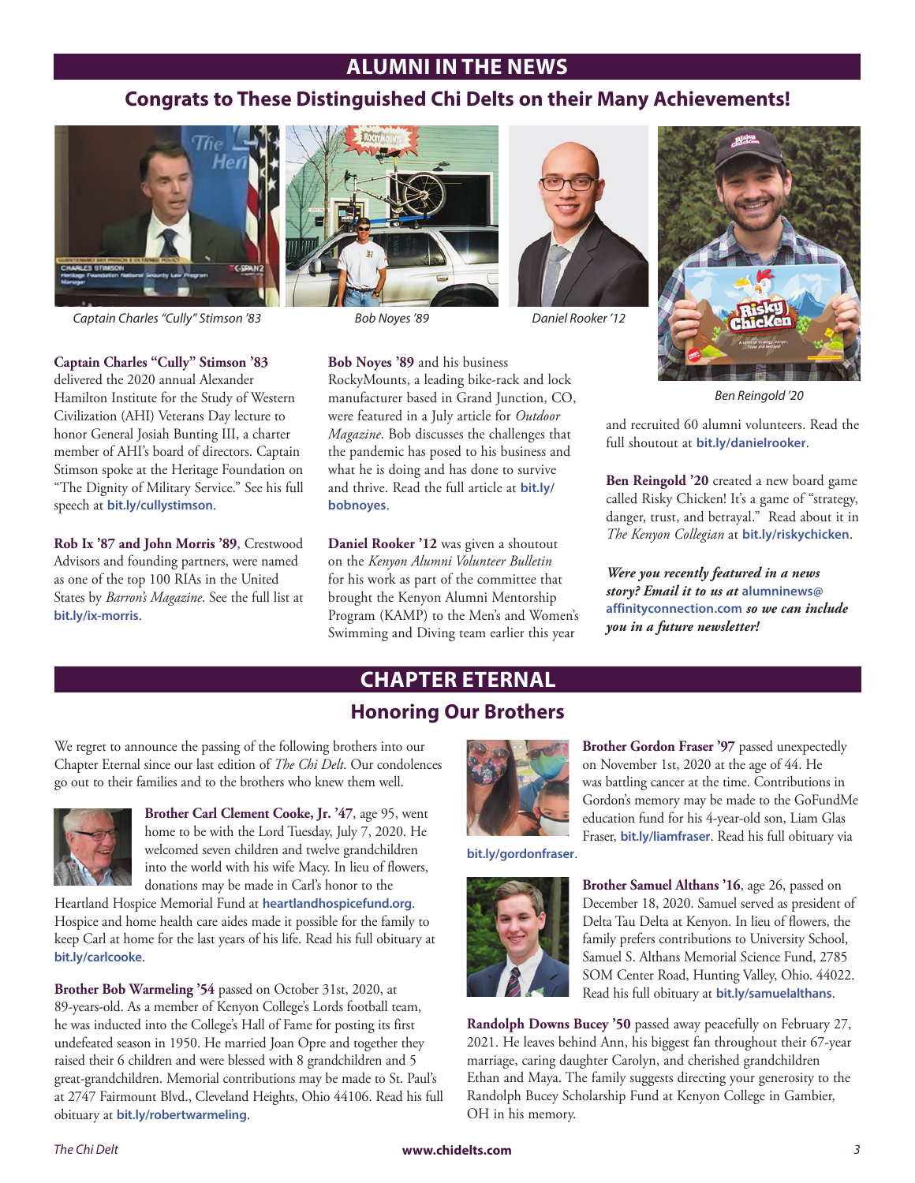## ALUMNI IN THE NEWS

### Congrats to These Distinguished Chi Delts on their Many Achievements!

Captain Charles "Cully" Stimson '83

Bob Noyes '89

Daniel Rooker '12

Ben Reingold '20

**Captain Charles "Cully" Stimson '83** delivered the 2020 annual Alexander Hamilton Institute for the Study of Western Civilization (AHI) Veterans Day lecture to honor General Josiah Bunting III, a charter member of AHI's board of directors. Captain Stimson spoke at the Heritage Foundation on "The Dignity of Military Service." See his full speech at **bit.ly/cullystimson**.

**Rob Ix '87 and John Morris '89**, Crestwood Advisors and founding partners, were named as one of the top 100 RIAs in the United States by *Barron's Magazine*. See the full list at **bit.ly/ix-morris**.

**Bob Noyes '89** and his business RockyMounts, a leading bike-rack and lock manufacturer based in Grand Junction, CO, were featured in a July article for *Outdoor Magazine*. Bob discusses the challenges that the pandemic has posed to his business and what he is doing and has done to survive and thrive. Read the full article at **bit.ly/bobnoyes**.

**Daniel Rooker '12** was given a shoutout on the *Kenyon Alumni Volunteer Bulletin* for his work as part of the committee that brought the Kenyon Alumni Mentorship Program (KAMP) to the Men's and Women's Swimming and Diving team earlier this year and recruited 60 alumni volunteers. Read the full shoutout at **bit.ly/danielrooker**.

**Ben Reingold '20** created a new board game called Risky Chicken! It's a game of "strategy, danger, trust, and betrayal." Read about it in *The Kenyon Collegian* at **bit.ly/riskychicken**.

***Were you recently featured in a news story? Email it to us at* alumninews@affinityconnection.com *so we can include you in a future newsletter!***

## CHAPTER ETERNAL

### Honoring Our Brothers

We regret to announce the passing of the following brothers into our Chapter Eternal since our last edition of *The Chi Delt*. Our condolences go out to their families and to the brothers who knew them well.

**Brother Carl Clement Cooke, Jr. '47**, age 95, went home to be with the Lord Tuesday, July 7, 2020. He welcomed seven children and twelve grandchildren into the world with his wife Macy. In lieu of flowers, donations may be made in Carl's honor to the Heartland Hospice Memorial Fund at **heartlandhospicefund.org**. Hospice and home health care aides made it possible for the family to keep Carl at home for the last years of his life. Read his full obituary at **bit.ly/carlcooke**.

**Brother Bob Warmeling '54** passed on October 31st, 2020, at 89-years-old. As a member of Kenyon College's Lords football team, he was inducted into the College's Hall of Fame for posting its first undefeated season in 1950. He married Joan Opre and together they raised their 6 children and were blessed with 8 grandchildren and 5 great-grandchildren. Memorial contributions may be made to St. Paul's at 2747 Fairmount Blvd., Cleveland Heights, Ohio 44106. Read his full obituary at **bit.ly/robertwarmeling**.

**Brother Gordon Fraser '97** passed unexpectedly on November 1st, 2020 at the age of 44. He was battling cancer at the time. Contributions in Gordon's memory may be made to the GoFundMe education fund for his 4-year-old son, Liam Glas Fraser, **bit.ly/liamfraser**. Read his full obituary via **bit.ly/gordonfraser**.

**Brother Samuel Althans '16**, age 26, passed on December 18, 2020. Samuel served as president of Delta Tau Delta at Kenyon. In lieu of flowers, the family prefers contributions to University School, Samuel S. Althans Memorial Science Fund, 2785 SOM Center Road, Hunting Valley, Ohio. 44022. Read his full obituary at **bit.ly/samuelalthans**.

**Randolph Downs Bucey '50** passed away peacefully on February 27, 2021. He leaves behind Ann, his biggest fan throughout their 67-year marriage, caring daughter Carolyn, and cherished grandchildren Ethan and Maya. The family suggests directing your generosity to the Randolph Bucey Scholarship Fund at Kenyon College in Gambier, OH in his memory.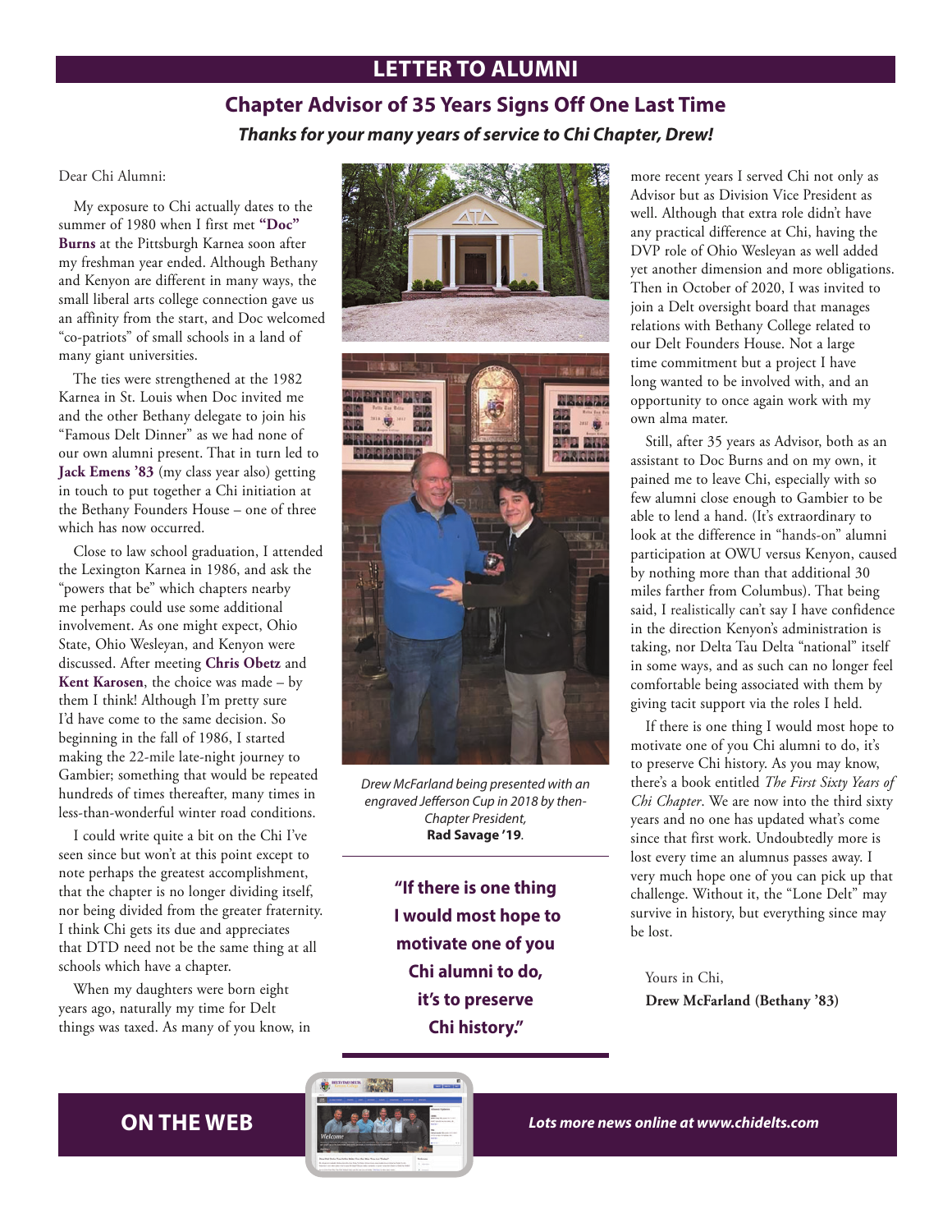# LETTER TO ALUMNI

## Chapter Advisor of 35 Years Signs Off One Last Time

***Thanks for your many years of service to Chi Chapter, Drew!***

Dear Chi Alumni:

My exposure to Chi actually dates to the summer of 1980 when I first met **"Doc" Burns** at the Pittsburgh Karnea soon after my freshman year ended. Although Bethany and Kenyon are different in many ways, the small liberal arts college connection gave us an affinity from the start, and Doc welcomed "co-patriots" of small schools in a land of many giant universities.

The ties were strengthened at the 1982 Karnea in St. Louis when Doc invited me and the other Bethany delegate to join his "Famous Delt Dinner" as we had none of our own alumni present. That in turn led to **Jack Emens '83** (my class year also) getting in touch to put together a Chi initiation at the Bethany Founders House – one of three which has now occurred.

Close to law school graduation, I attended the Lexington Karnea in 1986, and ask the "powers that be" which chapters nearby me perhaps could use some additional involvement. As one might expect, Ohio State, Ohio Wesleyan, and Kenyon were discussed. After meeting **Chris Obetz** and **Kent Karosen**, the choice was made – by them I think! Although I'm pretty sure I'd have come to the same decision. So beginning in the fall of 1986, I started making the 22-mile late-night journey to Gambier; something that would be repeated hundreds of times thereafter, many times in less-than-wonderful winter road conditions.

I could write quite a bit on the Chi I've seen since but won't at this point except to note perhaps the greatest accomplishment, that the chapter is no longer dividing itself, nor being divided from the greater fraternity. I think Chi gets its due and appreciates that DTD need not be the same thing at all schools which have a chapter.

When my daughters were born eight years ago, naturally my time for Delt things was taxed. As many of you know, in more recent years I served Chi not only as Advisor but as Division Vice President as well. Although that extra role didn't have any practical difference at Chi, having the DVP role of Ohio Wesleyan as well added yet another dimension and more obligations. Then in October of 2020, I was invited to join a Delt oversight board that manages relations with Bethany College related to our Delt Founders House. Not a large time commitment but a project I have long wanted to be involved with, and an opportunity to once again work with my own alma mater.

Still, after 35 years as Advisor, both as an assistant to Doc Burns and on my own, it pained me to leave Chi, especially with so few alumni close enough to Gambier to be able to lend a hand. (It's extraordinary to look at the difference in "hands-on" alumni participation at OWU versus Kenyon, caused by nothing more than that additional 30 miles farther from Columbus). That being said, I realistically can't say I have confidence in the direction Kenyon's administration is taking, nor Delta Tau Delta "national" itself in some ways, and as such can no longer feel comfortable being associated with them by giving tacit support via the roles I held.

If there is one thing I would most hope to motivate one of you Chi alumni to do, it's to preserve Chi history. As you may know, there's a book entitled *The First Sixty Years of Chi Chapter*. We are now into the third sixty years and no one has updated what's come since that first work. Undoubtedly more is lost every time an alumnus passes away. I very much hope one of you can pick up that challenge. Without it, the "Lone Delt" may survive in history, but everything since may be lost.

Yours in Chi,
**Drew McFarland (Bethany '83)**

*Drew McFarland being presented with an engraved Jefferson Cup in 2018 by then-Chapter President,* **Rad Savage '19**.

**"If there is one thing I would most hope to motivate one of you Chi alumni to do, it's to preserve Chi history."**

## ON THE WEB

***Lots more news online at www.chidelts.com***